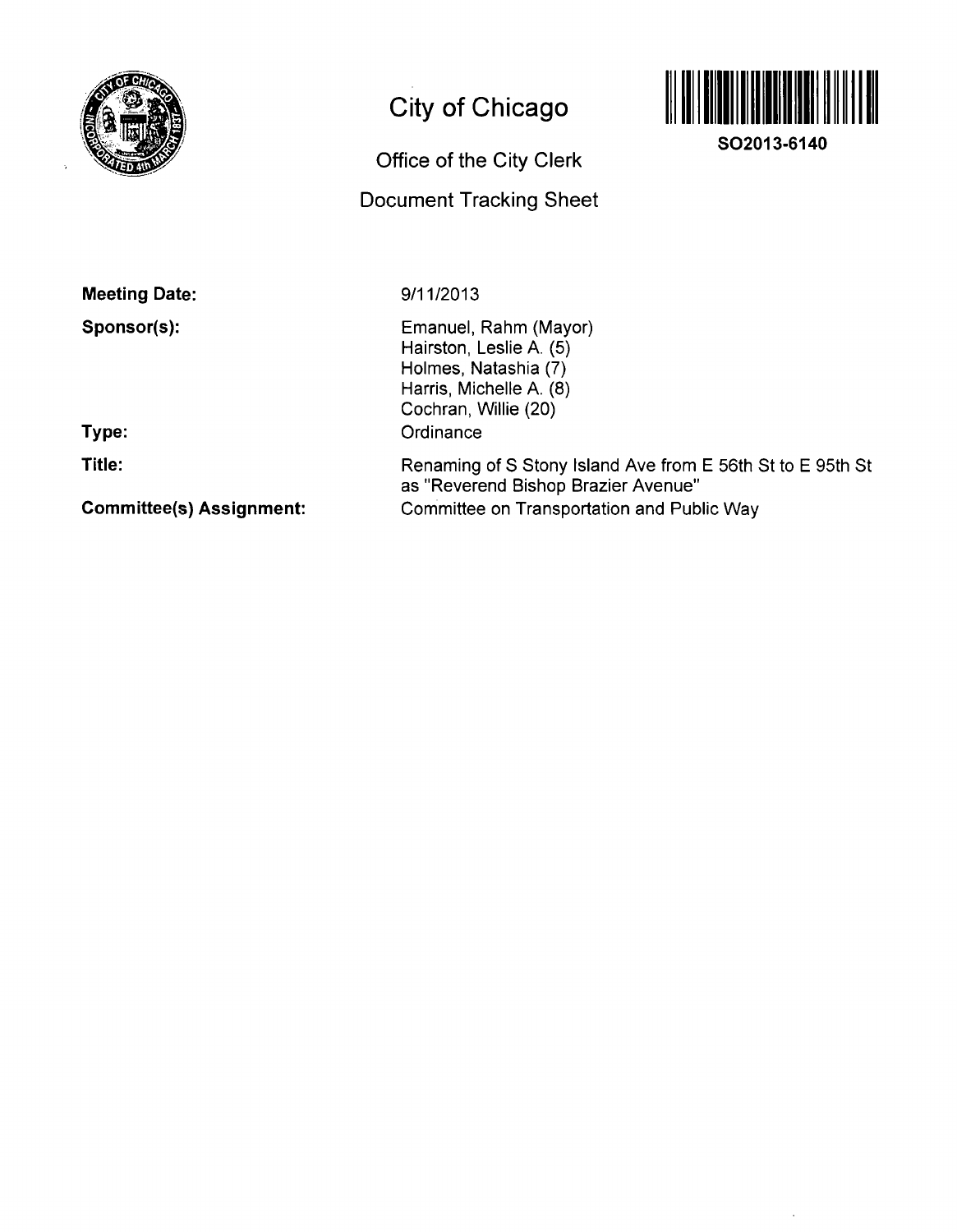# City of Chicago

## Office of the City Clerk

## Document Tracking Sheet

**SO2013-6140**

**Meeting Date:** 9/11/2013

**Sponsor(s):**
Emanuel, Rahm (Mayor)
Hairston, Leslie A. (5)
Holmes, Natashia (7)
Harris, Michelle A. (8)
Cochran, Willie (20)

**Type:** Ordinance

**Title:** Renaming of S Stony Island Ave from E 56th St to E 95th St as "Reverend Bishop Brazier Avenue"

**Committee(s) Assignment:** Committee on Transportation and Public Way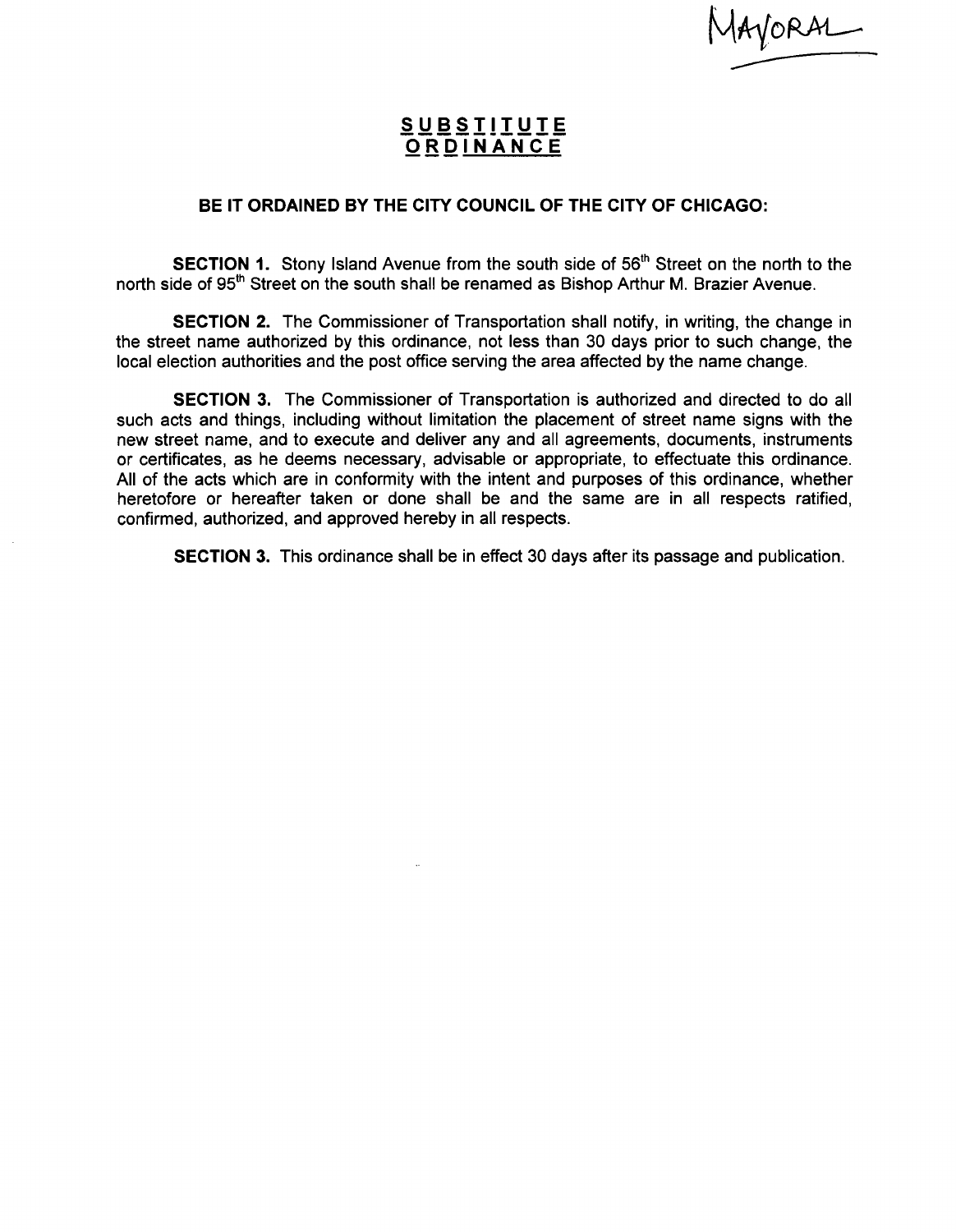MAYORAL

**SUBSTITUTE ORDINANCE**

**BE IT ORDAINED BY THE CITY COUNCIL OF THE CITY OF CHICAGO:**

**SECTION 1.** Stony Island Avenue from the south side of 56th Street on the north to the north side of 95th Street on the south shall be renamed as Bishop Arthur M. Brazier Avenue.

**SECTION 2.** The Commissioner of Transportation shall notify, in writing, the change in the street name authorized by this ordinance, not less than 30 days prior to such change, the local election authorities and the post office serving the area affected by the name change.

**SECTION 3.** The Commissioner of Transportation is authorized and directed to do all such acts and things, including without limitation the placement of street name signs with the new street name, and to execute and deliver any and all agreements, documents, instruments or certificates, as he deems necessary, advisable or appropriate, to effectuate this ordinance. All of the acts which are in conformity with the intent and purposes of this ordinance, whether heretofore or hereafter taken or done shall be and the same are in all respects ratified, confirmed, authorized, and approved hereby in all respects.

**SECTION 3.** This ordinance shall be in effect 30 days after its passage and publication.